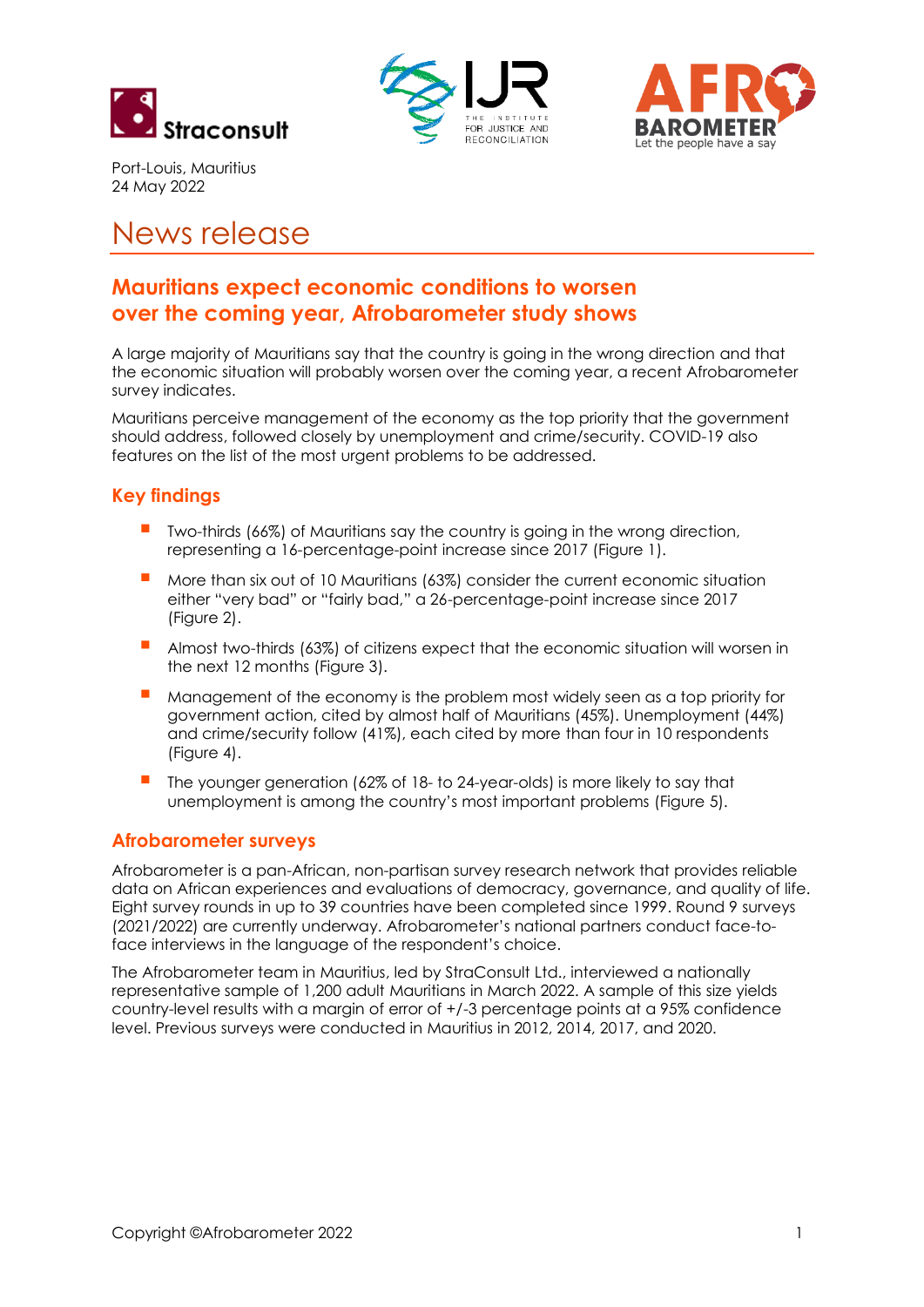Port-Louis, Mauritius
24 May 2022

# News release

## Mauritians expect economic conditions to worsen over the coming year, Afrobarometer study shows

A large majority of Mauritians say that the country is going in the wrong direction and that the economic situation will probably worsen over the coming year, a recent Afrobarometer survey indicates.

Mauritians perceive management of the economy as the top priority that the government should address, followed closely by unemployment and crime/security. COVID-19 also features on the list of the most urgent problems to be addressed.

### Key findings

- Two-thirds (66%) of Mauritians say the country is going in the wrong direction, representing a 16-percentage-point increase since 2017 (Figure 1).
- More than six out of 10 Mauritians (63%) consider the current economic situation either "very bad" or "fairly bad," a 26-percentage-point increase since 2017 (Figure 2).
- Almost two-thirds (63%) of citizens expect that the economic situation will worsen in the next 12 months (Figure 3).
- Management of the economy is the problem most widely seen as a top priority for government action, cited by almost half of Mauritians (45%). Unemployment (44%) and crime/security follow (41%), each cited by more than four in 10 respondents (Figure 4).
- The younger generation (62% of 18- to 24-year-olds) is more likely to say that unemployment is among the country's most important problems (Figure 5).

### Afrobarometer surveys

Afrobarometer is a pan-African, non-partisan survey research network that provides reliable data on African experiences and evaluations of democracy, governance, and quality of life. Eight survey rounds in up to 39 countries have been completed since 1999. Round 9 surveys (2021/2022) are currently underway. Afrobarometer's national partners conduct face-to-face interviews in the language of the respondent's choice.

The Afrobarometer team in Mauritius, led by StraConsult Ltd., interviewed a nationally representative sample of 1,200 adult Mauritians in March 2022. A sample of this size yields country-level results with a margin of error of +/-3 percentage points at a 95% confidence level. Previous surveys were conducted in Mauritius in 2012, 2014, 2017, and 2020.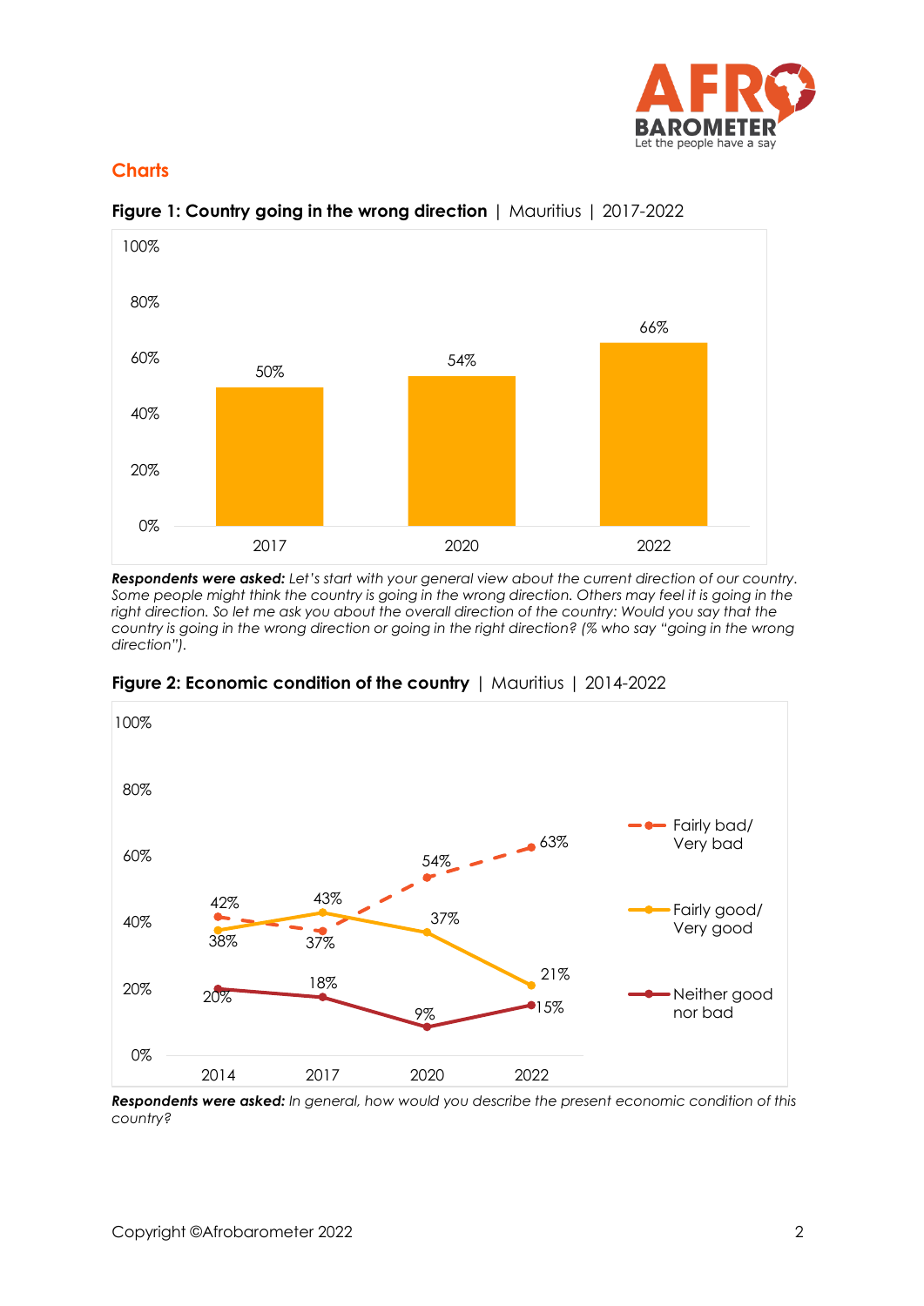## Charts

**Figure 1: Country going in the wrong direction** | Mauritius | 2017-2022

| Year | % |
|---|---|
| 2017 | 50% |
| 2020 | 54% |
| 2022 | 66% |

***Respondents were asked:*** *Let's start with your general view about the current direction of our country. Some people might think the country is going in the wrong direction. Others may feel it is going in the right direction. So let me ask you about the overall direction of the country: Would you say that the country is going in the wrong direction or going in the right direction? (% who say "going in the wrong direction").*

**Figure 2: Economic condition of the country** | Mauritius | 2014-2022

| | 2014 | 2017 | 2020 | 2022 |
|---|---|---|---|---|
| Fairly bad/ Very bad | 42% | 37% | 54% | 63% |
| Fairly good/ Very good | 38% | 43% | 37% | 21% |
| Neither good nor bad | 20% | 18% | 9% | 15% |

***Respondents were asked:*** *In general, how would you describe the present economic condition of this country?*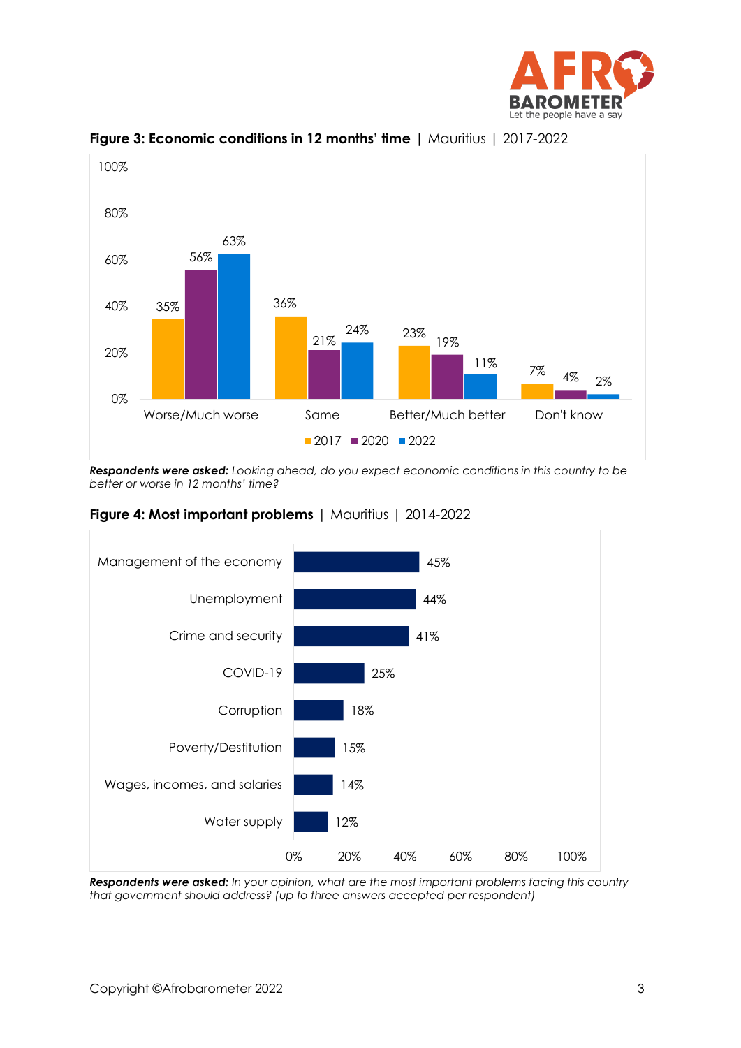**Figure 3: Economic conditions in 12 months' time** | Mauritius | 2017-2022

| | 2017 | 2020 | 2022 |
|---|---|---|---|
| Worse/Much worse | 35% | 56% | 63% |
| Same | 36% | 21% | 24% |
| Better/Much better | 23% | 19% | 11% |
| Don't know | 7% | 4% | 2% |

***Respondents were asked:*** *Looking ahead, do you expect economic conditions in this country to be better or worse in 12 months' time?*

**Figure 4: Most important problems** | Mauritius | 2014-2022

| Problem | % |
|---|---|
| Management of the economy | 45% |
| Unemployment | 44% |
| Crime and security | 41% |
| COVID-19 | 25% |
| Corruption | 18% |
| Poverty/Destitution | 15% |
| Wages, incomes, and salaries | 14% |
| Water supply | 12% |

***Respondents were asked:*** *In your opinion, what are the most important problems facing this country that government should address? (up to three answers accepted per respondent)*

Copyright ©Afrobarometer 2022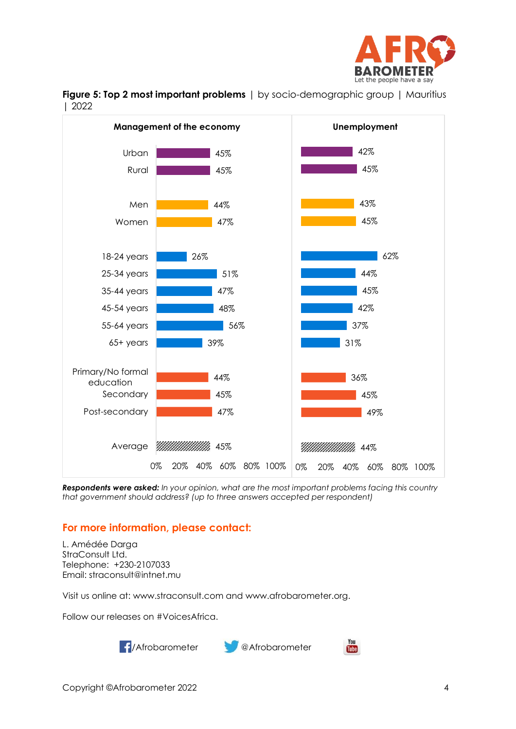**Figure 5: Top 2 most important problems** | by socio-demographic group | Mauritius | 2022

Management of the economy

Urban 45%
Rural 45%
Men 44%
Women 47%
18-24 years 26%
25-34 years 51%
35-44 years 47%
45-54 years 48%
55-64 years 56%
65+ years 39%
Primary/No formal education 44%
Secondary 45%
Post-secondary 47%
Average 45%

0% 20% 40% 60% 80% 100%

Unemployment

Urban 42%
Rural 45%
Men 43%
Women 45%
18-24 years 62%
25-34 years 44%
35-44 years 45%
45-54 years 42%
55-64 years 37%
65+ years 31%
Primary/No formal education 36%
Secondary 45%
Post-secondary 49%
Average 44%

0% 20% 40% 60% 80% 100%

***Respondents were asked:*** *In your opinion, what are the most important problems facing this country that government should address? (up to three answers accepted per respondent)*

## For more information, please contact:

L. Amédée Darga
StraConsult Ltd.
Telephone: +230-2107033
Email: straconsult@intnet.mu

Visit us online at: www.straconsult.com and www.afrobarometer.org.

Follow our releases on #VoicesAfrica.

/Afrobarometer @Afrobarometer

Copyright ©Afrobarometer 2022